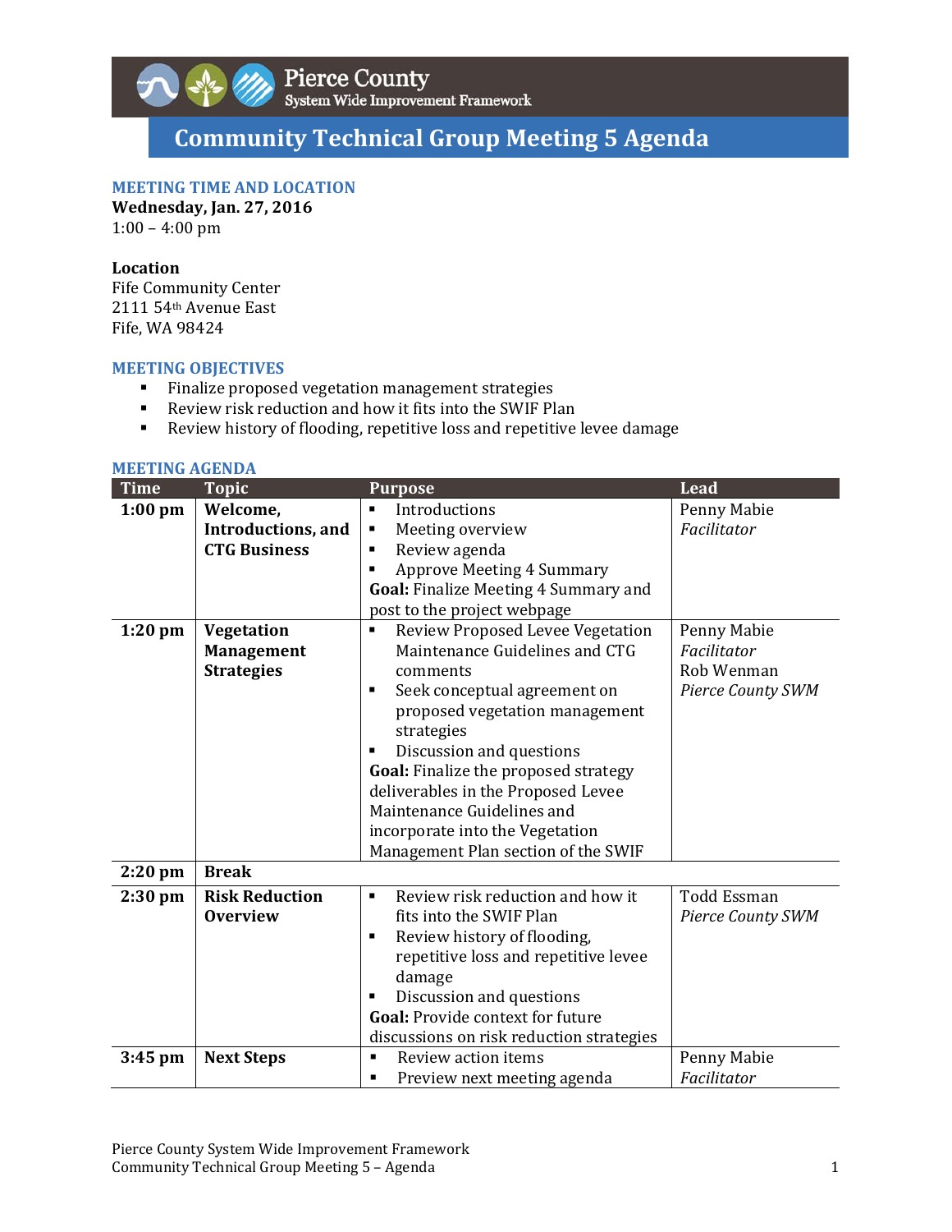Pierce County
System Wide Improvement Framework

# Community Technical Group Meeting 5 Agenda

## MEETING TIME AND LOCATION

**Wednesday, Jan. 27, 2016**
1:00 – 4:00 pm

**Location**
Fife Community Center
2111 54th Avenue East
Fife, WA 98424

## MEETING OBJECTIVES

- Finalize proposed vegetation management strategies
- Review risk reduction and how it fits into the SWIF Plan
- Review history of flooding, repetitive loss and repetitive levee damage

## MEETING AGENDA

| Time | Topic | Purpose | Lead |
|---|---|---|---|
| **1:00 pm** | **Welcome, Introductions, and CTG Business** | ▪ Introductions<br>▪ Meeting overview<br>▪ Review agenda<br>▪ Approve Meeting 4 Summary<br>**Goal:** Finalize Meeting 4 Summary and post to the project webpage | Penny Mabie<br>*Facilitator* |
| **1:20 pm** | **Vegetation Management Strategies** | ▪ Review Proposed Levee Vegetation Maintenance Guidelines and CTG comments<br>▪ Seek conceptual agreement on proposed vegetation management strategies<br>▪ Discussion and questions<br>**Goal:** Finalize the proposed strategy deliverables in the Proposed Levee Maintenance Guidelines and incorporate into the Vegetation Management Plan section of the SWIF | Penny Mabie<br>*Facilitator*<br>Rob Wenman<br>*Pierce County SWM* |
| **2:20 pm** | **Break** | | |
| **2:30 pm** | **Risk Reduction Overview** | ▪ Review risk reduction and how it fits into the SWIF Plan<br>▪ Review history of flooding, repetitive loss and repetitive levee damage<br>▪ Discussion and questions<br>**Goal:** Provide context for future discussions on risk reduction strategies | Todd Essman<br>*Pierce County SWM* |
| **3:45 pm** | **Next Steps** | ▪ Review action items<br>▪ Preview next meeting agenda | Penny Mabie<br>*Facilitator* |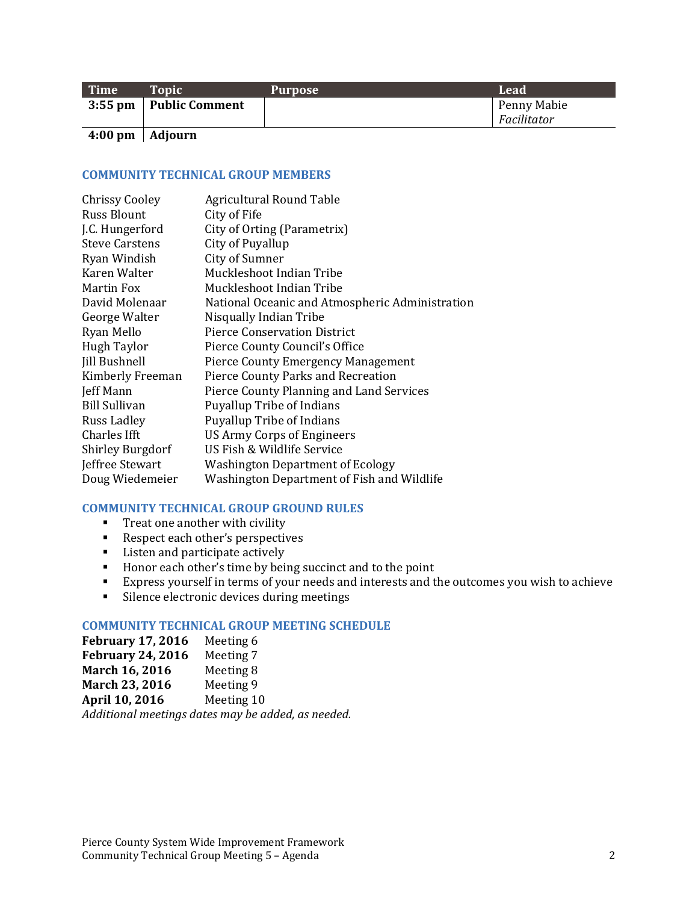| Time | Topic | Purpose | Lead |
|---|---|---|---|
| **3:55 pm** | **Public Comment** | | Penny Mabie *Facilitator* |
| **4:00 pm** | **Adjourn** | | |

## COMMUNITY TECHNICAL GROUP MEMBERS

| | |
|---|---|
| Chrissy Cooley | Agricultural Round Table |
| Russ Blount | City of Fife |
| J.C. Hungerford | City of Orting (Parametrix) |
| Steve Carstens | City of Puyallup |
| Ryan Windish | City of Sumner |
| Karen Walter | Muckleshoot Indian Tribe |
| Martin Fox | Muckleshoot Indian Tribe |
| David Molenaar | National Oceanic and Atmospheric Administration |
| George Walter | Nisqually Indian Tribe |
| Ryan Mello | Pierce Conservation District |
| Hugh Taylor | Pierce County Council's Office |
| Jill Bushnell | Pierce County Emergency Management |
| Kimberly Freeman | Pierce County Parks and Recreation |
| Jeff Mann | Pierce County Planning and Land Services |
| Bill Sullivan | Puyallup Tribe of Indians |
| Russ Ladley | Puyallup Tribe of Indians |
| Charles Ifft | US Army Corps of Engineers |
| Shirley Burgdorf | US Fish & Wildlife Service |
| Jeffree Stewart | Washington Department of Ecology |
| Doug Wiedemeier | Washington Department of Fish and Wildlife |

## COMMUNITY TECHNICAL GROUP GROUND RULES

- Treat one another with civility
- Respect each other's perspectives
- Listen and participate actively
- Honor each other's time by being succinct and to the point
- Express yourself in terms of your needs and interests and the outcomes you wish to achieve
- Silence electronic devices during meetings

## COMMUNITY TECHNICAL GROUP MEETING SCHEDULE

| | |
|---|---|
| **February 17, 2016** | Meeting 6 |
| **February 24, 2016** | Meeting 7 |
| **March 16, 2016** | Meeting 8 |
| **March 23, 2016** | Meeting 9 |
| **April 10, 2016** | Meeting 10 |

*Additional meetings dates may be added, as needed.*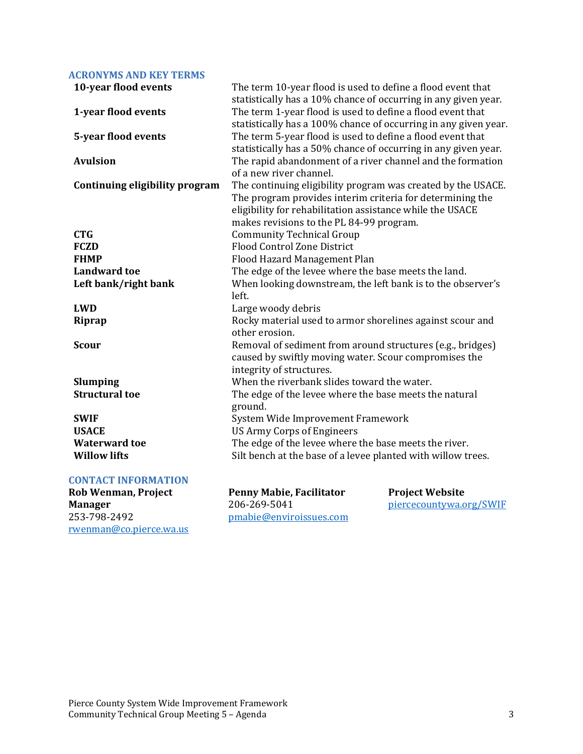## ACRONYMS AND KEY TERMS

| | |
|---|---|
| **10-year flood events** | The term 10-year flood is used to define a flood event that statistically has a 10% chance of occurring in any given year. |
| **1-year flood events** | The term 1-year flood is used to define a flood event that statistically has a 100% chance of occurring in any given year. |
| **5-year flood events** | The term 5-year flood is used to define a flood event that statistically has a 50% chance of occurring in any given year. |
| **Avulsion** | The rapid abandonment of a river channel and the formation of a new river channel. |
| **Continuing eligibility program** | The continuing eligibility program was created by the USACE. The program provides interim criteria for determining the eligibility for rehabilitation assistance while the USACE makes revisions to the PL 84-99 program. |
| **CTG** | Community Technical Group |
| **FCZD** | Flood Control Zone District |
| **FHMP** | Flood Hazard Management Plan |
| **Landward toe** | The edge of the levee where the base meets the land. |
| **Left bank/right bank** | When looking downstream, the left bank is to the observer's left. |
| **LWD** | Large woody debris |
| **Riprap** | Rocky material used to armor shorelines against scour and other erosion. |
| **Scour** | Removal of sediment from around structures (e.g., bridges) caused by swiftly moving water. Scour compromises the integrity of structures. |
| **Slumping** | When the riverbank slides toward the water. |
| **Structural toe** | The edge of the levee where the base meets the natural ground. |
| **SWIF** | System Wide Improvement Framework |
| **USACE** | US Army Corps of Engineers |
| **Waterward toe** | The edge of the levee where the base meets the river. |
| **Willow lifts** | Silt bench at the base of a levee planted with willow trees. |

## CONTACT INFORMATION

**Rob Wenman, Project Manager**
253-798-2492
rwenman@co.pierce.wa.us

**Penny Mabie, Facilitator**
206-269-5041
pmabie@enviroissues.com

**Project Website**
piercecountywa.org/SWIF